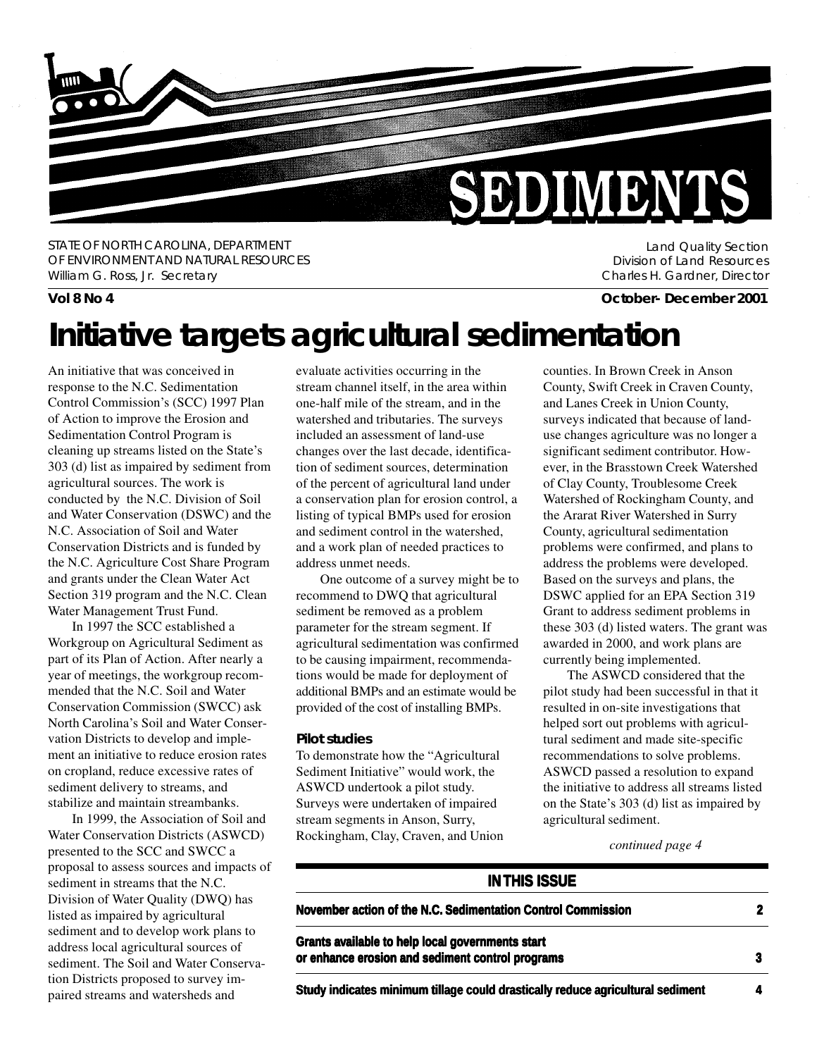# SEDIMENTS

STATE OF NORTH CAROLINA, DEPARTMENT OF ENVIRONMENT AND NATURAL RESOURCES
William G. Ross, Jr. Secretary

Land Quality Section
Division of Land Resources
Charles H. Gardner, Director

**Vol 8 No 4** **October- December 2001**

# Initiative targets agricultural sedimentation

An initiative that was conceived in response to the N.C. Sedimentation Control Commission's (SCC) 1997 Plan of Action to improve the Erosion and Sedimentation Control Program is cleaning up streams listed on the State's 303 (d) list as impaired by sediment from agricultural sources. The work is conducted by the N.C. Division of Soil and Water Conservation (DSWC) and the N.C. Association of Soil and Water Conservation Districts and is funded by the N.C. Agriculture Cost Share Program and grants under the Clean Water Act Section 319 program and the N.C. Clean Water Management Trust Fund.

In 1997 the SCC established a Workgroup on Agricultural Sediment as part of its Plan of Action. After nearly a year of meetings, the workgroup recommended that the N.C. Soil and Water Conservation Commission (SWCC) ask North Carolina's Soil and Water Conservation Districts to develop and implement an initiative to reduce erosion rates on cropland, reduce excessive rates of sediment delivery to streams, and stabilize and maintain streambanks.

In 1999, the Association of Soil and Water Conservation Districts (ASWCD) presented to the SCC and SWCC a proposal to assess sources and impacts of sediment in streams that the N.C. Division of Water Quality (DWQ) has listed as impaired by agricultural sediment and to develop work plans to address local agricultural sources of sediment. The Soil and Water Conservation Districts proposed to survey impaired streams and watersheds and evaluate activities occurring in the stream channel itself, in the area within one-half mile of the stream, and in the watershed and tributaries. The surveys included an assessment of land-use changes over the last decade, identification of sediment sources, determination of the percent of agricultural land under a conservation plan for erosion control, a listing of typical BMPs used for erosion and sediment control in the watershed, and a work plan of needed practices to address unmet needs.

One outcome of a survey might be to recommend to DWQ that agricultural sediment be removed as a problem parameter for the stream segment. If agricultural sedimentation was confirmed to be causing impairment, recommendations would be made for deployment of additional BMPs and an estimate would be provided of the cost of installing BMPs.

### Pilot studies

To demonstrate how the "Agricultural Sediment Initiative" would work, the ASWCD undertook a pilot study. Surveys were undertaken of impaired stream segments in Anson, Surry, Rockingham, Clay, Craven, and Union counties. In Brown Creek in Anson County, Swift Creek in Craven County, and Lanes Creek in Union County, surveys indicated that because of land-use changes agriculture was no longer a significant sediment contributor. However, in the Brasstown Creek Watershed of Clay County, Troublesome Creek Watershed of Rockingham County, and the Ararat River Watershed in Surry County, agricultural sedimentation problems were confirmed, and plans to address the problems were developed. Based on the surveys and plans, the DSWC applied for an EPA Section 319 Grant to address sediment problems in these 303 (d) listed waters. The grant was awarded in 2000, and work plans are currently being implemented.

The ASWCD considered that the pilot study had been successful in that it resulted in on-site investigations that helped sort out problems with agricultural sediment and made site-specific recommendations to solve problems. ASWCD passed a resolution to expand the initiative to address all streams listed on the State's 303 (d) list as impaired by agricultural sediment.

*continued page 4*

## IN THIS ISSUE

| | |
|---|---|
| November action of the N.C. Sedimentation Control Commission | 2 |
| Grants available to help local governments start or enhance erosion and sediment control programs | 3 |
| Study indicates minimum tillage could drastically reduce agricultural sediment | 4 |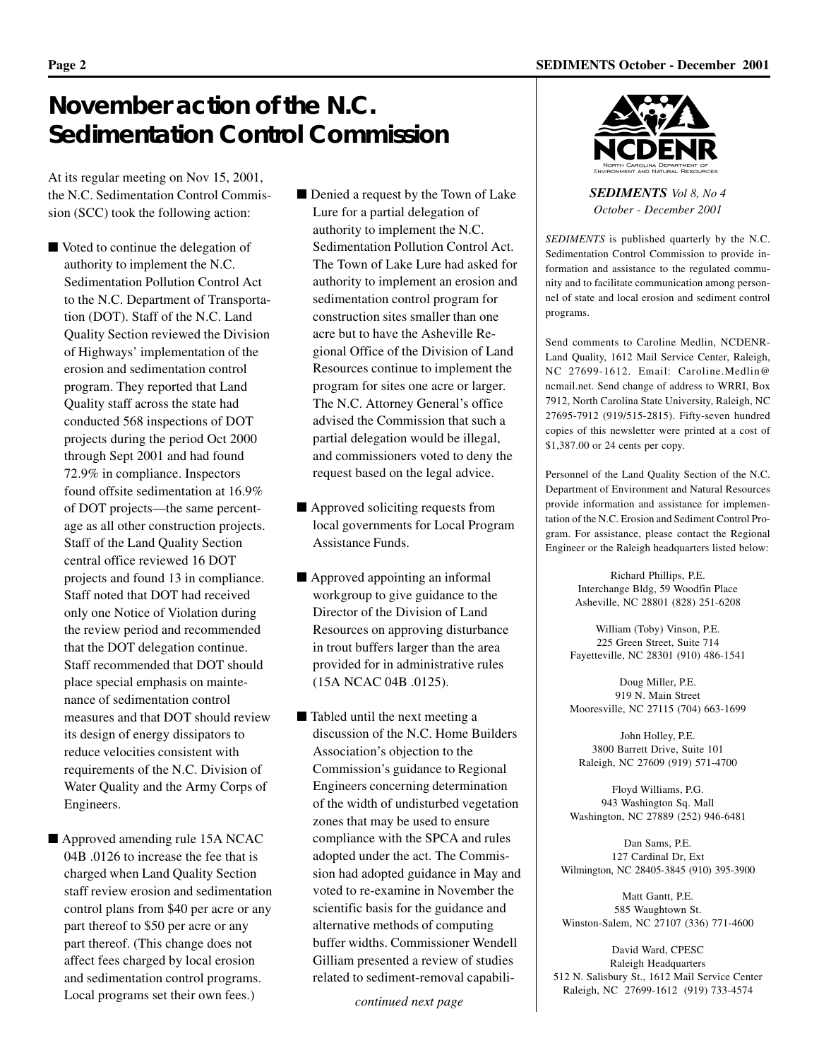# November action of the N.C. Sedimentation Control Commission

At its regular meeting on Nov 15, 2001, the N.C. Sedimentation Control Commission (SCC) took the following action:

- Voted to continue the delegation of authority to implement the N.C. Sedimentation Pollution Control Act to the N.C. Department of Transportation (DOT). Staff of the N.C. Land Quality Section reviewed the Division of Highways' implementation of the erosion and sedimentation control program. They reported that Land Quality staff across the state had conducted 568 inspections of DOT projects during the period Oct 2000 through Sept 2001 and had found 72.9% in compliance. Inspectors found offsite sedimentation at 16.9% of DOT projects—the same percentage as all other construction projects. Staff of the Land Quality Section central office reviewed 16 DOT projects and found 13 in compliance. Staff noted that DOT had received only one Notice of Violation during the review period and recommended that the DOT delegation continue. Staff recommended that DOT should place special emphasis on maintenance of sedimentation control measures and that DOT should review its design of energy dissipators to reduce velocities consistent with requirements of the N.C. Division of Water Quality and the Army Corps of Engineers.

- Approved amending rule 15A NCAC 04B .0126 to increase the fee that is charged when Land Quality Section staff review erosion and sedimentation control plans from $40 per acre or any part thereof to $50 per acre or any part thereof. (This change does not affect fees charged by local erosion and sedimentation control programs. Local programs set their own fees.)

- Denied a request by the Town of Lake Lure for a partial delegation of authority to implement the N.C. Sedimentation Pollution Control Act. The Town of Lake Lure had asked for authority to implement an erosion and sedimentation control program for construction sites smaller than one acre but to have the Asheville Regional Office of the Division of Land Resources continue to implement the program for sites one acre or larger. The N.C. Attorney General's office advised the Commission that such a partial delegation would be illegal, and commissioners voted to deny the request based on the legal advice.

- Approved soliciting requests from local governments for Local Program Assistance Funds.

- Approved appointing an informal workgroup to give guidance to the Director of the Division of Land Resources on approving disturbance in trout buffers larger than the area provided for in administrative rules (15A NCAC 04B .0125).

- Tabled until the next meeting a discussion of the N.C. Home Builders Association's objection to the Commission's guidance to Regional Engineers concerning determination of the width of undisturbed vegetation zones that may be used to ensure compliance with the SPCA and rules adopted under the act. The Commission had adopted guidance in May and voted to re-examine in November the scientific basis for the guidance and alternative methods of computing buffer widths. Commissioner Wendell Gilliam presented a review of studies related to sediment-removal capabili-

*continued next page*

NCDENR
North Carolina Department of Environment and Natural Resources

***SEDIMENTS*** *Vol 8, No 4*
*October - December 2001*

*SEDIMENTS* is published quarterly by the N.C. Sedimentation Control Commission to provide information and assistance to the regulated community and to facilitate communication among personnel of state and local erosion and sediment control programs.

Send comments to Caroline Medlin, NCDENR-Land Quality, 1612 Mail Service Center, Raleigh, NC 27699-1612. Email: Caroline.Medlin@ncmail.net. Send change of address to WRRI, Box 7912, North Carolina State University, Raleigh, NC 27695-7912 (919/515-2815). Fifty-seven hundred copies of this newsletter were printed at a cost of $1,387.00 or 24 cents per copy.

Personnel of the Land Quality Section of the N.C. Department of Environment and Natural Resources provide information and assistance for implementation of the N.C. Erosion and Sediment Control Program. For assistance, please contact the Regional Engineer or the Raleigh headquarters listed below:

Richard Phillips, P.E.
Interchange Bldg, 59 Woodfin Place
Asheville, NC 28801 (828) 251-6208

William (Toby) Vinson, P.E.
225 Green Street, Suite 714
Fayetteville, NC 28301 (910) 486-1541

Doug Miller, P.E.
919 N. Main Street
Mooresville, NC 27115 (704) 663-1699

John Holley, P.E.
3800 Barrett Drive, Suite 101
Raleigh, NC 27609 (919) 571-4700

Floyd Williams, P.G.
943 Washington Sq. Mall
Washington, NC 27889 (252) 946-6481

Dan Sams, P.E.
127 Cardinal Dr, Ext
Wilmington, NC 28405-3845 (910) 395-3900

Matt Gantt, P.E.
585 Waughtown St.
Winston-Salem, NC 27107 (336) 771-4600

David Ward, CPESC
Raleigh Headquarters
512 N. Salisbury St., 1612 Mail Service Center
Raleigh, NC 27699-1612 (919) 733-4574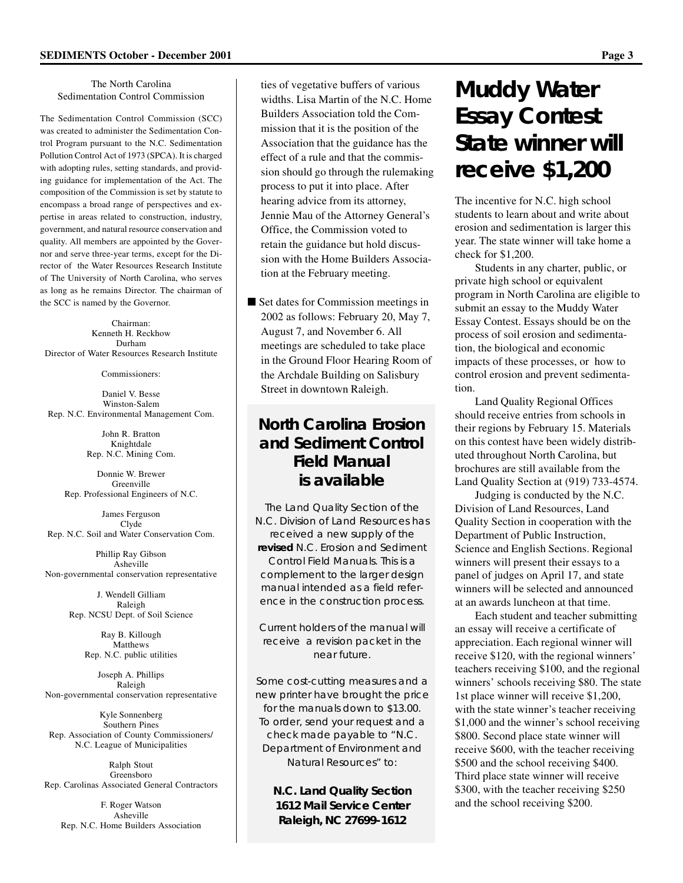## The North Carolina Sedimentation Control Commission

The Sedimentation Control Commission (SCC) was created to administer the Sedimentation Control Program pursuant to the N.C. Sedimentation Pollution Control Act of 1973 (SPCA). It is charged with adopting rules, setting standards, and providing guidance for implementation of the Act. The composition of the Commission is set by statute to encompass a broad range of perspectives and expertise in areas related to construction, industry, government, and natural resource conservation and quality. All members are appointed by the Governor and serve three-year terms, except for the Director of the Water Resources Research Institute of The University of North Carolina, who serves as long as he remains Director. The chairman of the SCC is named by the Governor.

Chairman:
Kenneth H. Reckhow
Durham
Director of Water Resources Research Institute

Commissioners:

Daniel V. Besse
Winston-Salem
Rep. N.C. Environmental Management Com.

John R. Bratton
Knightdale
Rep. N.C. Mining Com.

Donnie W. Brewer
Greenville
Rep. Professional Engineers of N.C.

James Ferguson
Clyde
Rep. N.C. Soil and Water Conservation Com.

Phillip Ray Gibson
Asheville
Non-governmental conservation representative

J. Wendell Gilliam
Raleigh
Rep. NCSU Dept. of Soil Science

Ray B. Killough
Matthews
Rep. N.C. public utilities

Joseph A. Phillips
Raleigh
Non-governmental conservation representative

Kyle Sonnenberg
Southern Pines
Rep. Association of County Commissioners/ N.C. League of Municipalities

Ralph Stout
Greensboro
Rep. Carolinas Associated General Contractors

F. Roger Watson
Asheville
Rep. N.C. Home Builders Association

ties of vegetative buffers of various widths. Lisa Martin of the N.C. Home Builders Association told the Commission that it is the position of the Association that the guidance has the effect of a rule and that the commission should go through the rulemaking process to put it into place. After hearing advice from its attorney, Jennie Mau of the Attorney General's Office, the Commission voted to retain the guidance but hold discussion with the Home Builders Association at the February meeting.

- Set dates for Commission meetings in 2002 as follows: February 20, May 7, August 7, and November 6. All meetings are scheduled to take place in the Ground Floor Hearing Room of the Archdale Building on Salisbury Street in downtown Raleigh.

## North Carolina Erosion and Sediment Control Field Manual is available

The Land Quality Section of the N.C. Division of Land Resources has received a new supply of the **revised** N.C. Erosion and Sediment Control Field Manuals. This is a complement to the larger design manual intended as a field reference in the construction process.

Current holders of the manual will receive a revision packet in the near future.

Some cost-cutting measures and a new printer have brought the price for the manuals down to $13.00. To order, send your request and a check made payable to "N.C. Department of Environment and Natural Resources" to:

**N.C. Land Quality Section**
**1612 Mail Service Center**
**Raleigh, NC 27699-1612**

# Muddy Water Essay Contest State winner will receive $1,200

The incentive for N.C. high school students to learn about and write about erosion and sedimentation is larger this year. The state winner will take home a check for $1,200.

Students in any charter, public, or private high school or equivalent program in North Carolina are eligible to submit an essay to the Muddy Water Essay Contest. Essays should be on the process of soil erosion and sedimentation, the biological and economic impacts of these processes, or how to control erosion and prevent sedimentation.

Land Quality Regional Offices should receive entries from schools in their regions by February 15. Materials on this contest have been widely distributed throughout North Carolina, but brochures are still available from the Land Quality Section at (919) 733-4574.

Judging is conducted by the N.C. Division of Land Resources, Land Quality Section in cooperation with the Department of Public Instruction, Science and English Sections. Regional winners will present their essays to a panel of judges on April 17, and state winners will be selected and announced at an awards luncheon at that time.

Each student and teacher submitting an essay will receive a certificate of appreciation. Each regional winner will receive $120, with the regional winners' teachers receiving $100, and the regional winners' schools receiving $80. The state 1st place winner will receive $1,200, with the state winner's teacher receiving $1,000 and the winner's school receiving $800. Second place state winner will receive $600, with the teacher receiving $500 and the school receiving $400. Third place state winner will receive $300, with the teacher receiving $250 and the school receiving $200.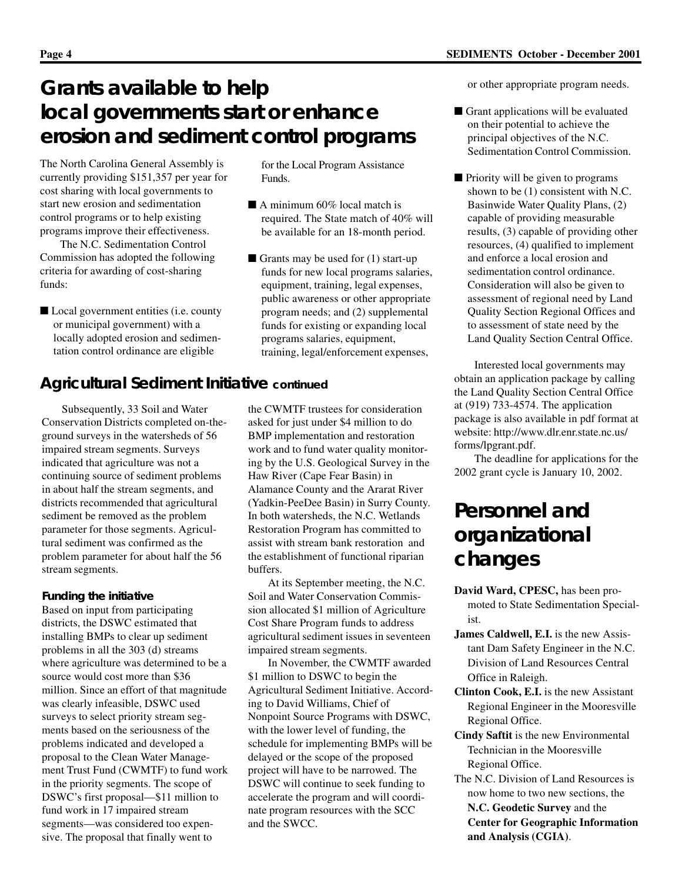# Grants available to help local governments start or enhance erosion and sediment control programs

The North Carolina General Assembly is currently providing $151,357 per year for cost sharing with local governments to start new erosion and sedimentation control programs or to help existing programs improve their effectiveness.

The N.C. Sedimentation Control Commission has adopted the following criteria for awarding of cost-sharing funds:

- Local government entities (i.e. county or municipal government) with a locally adopted erosion and sedimentation control ordinance are eligible for the Local Program Assistance Funds.
- A minimum 60% local match is required. The State match of 40% will be available for an 18-month period.
- Grants may be used for (1) start-up funds for new local programs salaries, equipment, training, legal expenses, public awareness or other appropriate program needs; and (2) supplemental funds for existing or expanding local programs salaries, equipment, training, legal/enforcement expenses, or other appropriate program needs.
- Grant applications will be evaluated on their potential to achieve the principal objectives of the N.C. Sedimentation Control Commission.
- Priority will be given to programs shown to be (1) consistent with N.C. Basinwide Water Quality Plans, (2) capable of providing measurable results, (3) capable of providing other resources, (4) qualified to implement and enforce a local erosion and sedimentation control ordinance. Consideration will also be given to assessment of regional need by Land Quality Section Regional Offices and to assessment of state need by the Land Quality Section Central Office.

Interested local governments may obtain an application package by calling the Land Quality Section Central Office at (919) 733-4574. The application package is also available in pdf format at website: http://www.dlr.enr.state.nc.us/forms/lpgrant.pdf.

The deadline for applications for the 2002 grant cycle is January 10, 2002.

## Agricultural Sediment Initiative continued

Subsequently, 33 Soil and Water Conservation Districts completed on-the-ground surveys in the watersheds of 56 impaired stream segments. Surveys indicated that agriculture was not a continuing source of sediment problems in about half the stream segments, and districts recommended that agricultural sediment be removed as the problem parameter for those segments. Agricultural sediment was confirmed as the problem parameter for about half the 56 stream segments.

### Funding the initiative

Based on input from participating districts, the DSWC estimated that installing BMPs to clear up sediment problems in all the 303 (d) streams where agriculture was determined to be a source would cost more than $36 million. Since an effort of that magnitude was clearly infeasible, DSWC used surveys to select priority stream segments based on the seriousness of the problems indicated and developed a proposal to the Clean Water Management Trust Fund (CWMTF) to fund work in the priority segments. The scope of DSWC's first proposal—$11 million to fund work in 17 impaired stream segments—was considered too expensive. The proposal that finally went to the CWMTF trustees for consideration asked for just under $4 million to do BMP implementation and restoration work and to fund water quality monitoring by the U.S. Geological Survey in the Haw River (Cape Fear Basin) in Alamance County and the Ararat River (Yadkin-PeeDee Basin) in Surry County. In both watersheds, the N.C. Wetlands Restoration Program has committed to assist with stream bank restoration and the establishment of functional riparian buffers.

At its September meeting, the N.C. Soil and Water Conservation Commission allocated $1 million of Agriculture Cost Share Program funds to address agricultural sediment issues in seventeen impaired stream segments.

In November, the CWMTF awarded $1 million to DSWC to begin the Agricultural Sediment Initiative. According to David Williams, Chief of Nonpoint Source Programs with DSWC, with the lower level of funding, the schedule for implementing BMPs will be delayed or the scope of the proposed project will have to be narrowed. The DSWC will continue to seek funding to accelerate the program and will coordinate program resources with the SCC and the SWCC.

# Personnel and organizational changes

**David Ward, CPESC,** has been promoted to State Sedimentation Specialist.

**James Caldwell, E.I.** is the new Assistant Dam Safety Engineer in the N.C. Division of Land Resources Central Office in Raleigh.

**Clinton Cook, E.I.** is the new Assistant Regional Engineer in the Mooresville Regional Office.

**Cindy Saftit** is the new Environmental Technician in the Mooresville Regional Office.

The N.C. Division of Land Resources is now home to two new sections, the **N.C. Geodetic Survey** and the **Center for Geographic Information and Analysis (CGIA)**.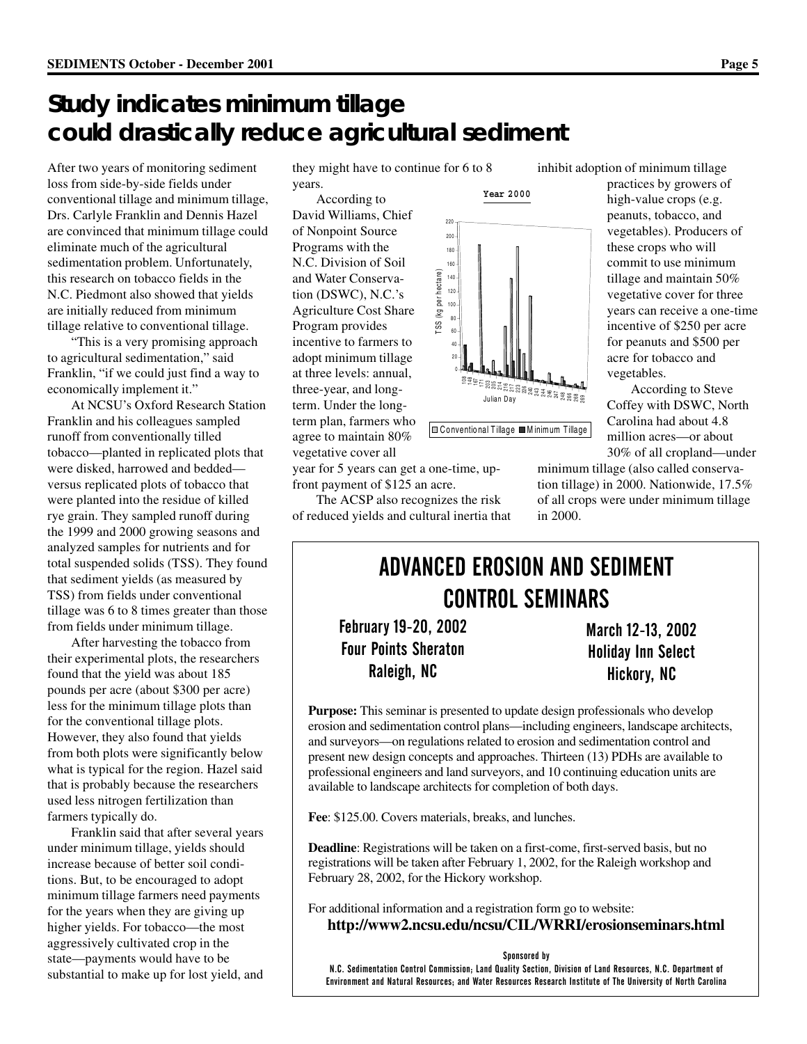# Study indicates minimum tillage could drastically reduce agricultural sediment

After two years of monitoring sediment loss from side-by-side fields under conventional tillage and minimum tillage, Drs. Carlyle Franklin and Dennis Hazel are convinced that minimum tillage could eliminate much of the agricultural sedimentation problem. Unfortunately, this research on tobacco fields in the N.C. Piedmont also showed that yields are initially reduced from minimum tillage relative to conventional tillage.

"This is a very promising approach to agricultural sedimentation," said Franklin, "if we could just find a way to economically implement it."

At NCSU's Oxford Research Station Franklin and his colleagues sampled runoff from conventionally tilled tobacco—planted in replicated plots that were disked, harrowed and bedded—versus replicated plots of tobacco that were planted into the residue of killed rye grain. They sampled runoff during the 1999 and 2000 growing seasons and analyzed samples for nutrients and for total suspended solids (TSS). They found that sediment yields (as measured by TSS) from fields under conventional tillage was 6 to 8 times greater than those from fields under minimum tillage.

After harvesting the tobacco from their experimental plots, the researchers found that the yield was about 185 pounds per acre (about $300 per acre) less for the minimum tillage plots than for the conventional tillage plots. However, they also found that yields from both plots were significantly below what is typical for the region. Hazel said that is probably because the researchers used less nitrogen fertilization than farmers typically do.

Franklin said that after several years under minimum tillage, yields should increase because of better soil conditions. But, to be encouraged to adopt minimum tillage farmers need payments for the years when they are giving up higher yields. For tobacco—the most aggressively cultivated crop in the state—payments would have to be substantial to make up for lost yield, and they might have to continue for 6 to 8 years.

According to David Williams, Chief of Nonpoint Source Programs with the N.C. Division of Soil and Water Conservation (DSWC), N.C.'s Agriculture Cost Share Program provides incentive to farmers to adopt minimum tillage at three levels: annual, three-year, and long-term. Under the long-term plan, farmers who agree to maintain 80% vegetative cover all year for 5 years can get a one-time, up-front payment of $125 an acre.

The ACSP also recognizes the risk of reduced yields and cultural inertia that inhibit adoption of minimum tillage practices by growers of high-value crops (e.g. peanuts, tobacco, and vegetables). Producers of these crops who will commit to use minimum tillage and maintain 50% vegetative cover for three years can receive a one-time incentive of $250 per acre for peanuts and $500 per acre for tobacco and vegetables.

According to Steve Coffey with DSWC, North Carolina had about 4.8 million acres—or about 30% of all cropland—under minimum tillage (also called conservation tillage) in 2000. Nationwide, 17.5% of all crops were under minimum tillage in 2000.

---

## ADVANCED EROSION AND SEDIMENT CONTROL SEMINARS

**February 19-20, 2002**
**Four Points Sheraton**
**Raleigh, NC**

**March 12-13, 2002**
**Holiday Inn Select**
**Hickory, NC**

**Purpose:** This seminar is presented to update design professionals who develop erosion and sedimentation control plans—including engineers, landscape architects, and surveyors—on regulations related to erosion and sedimentation control and present new design concepts and approaches. Thirteen (13) PDHs are available to professional engineers and land surveyors, and 10 continuing education units are available to landscape architects for completion of both days.

**Fee**: $125.00. Covers materials, breaks, and lunches.

**Deadline**: Registrations will be taken on a first-come, first-served basis, but no registrations will be taken after February 1, 2002, for the Raleigh workshop and February 28, 2002, for the Hickory workshop.

For additional information and a registration form go to website:
**http://www2.ncsu.edu/ncsu/CIL/WRRI/erosionseminars.html**

Sponsored by
N.C. Sedimentation Control Commission; Land Quality Section, Division of Land Resources, N.C. Department of Environment and Natural Resources; and Water Resources Research Institute of The University of North Carolina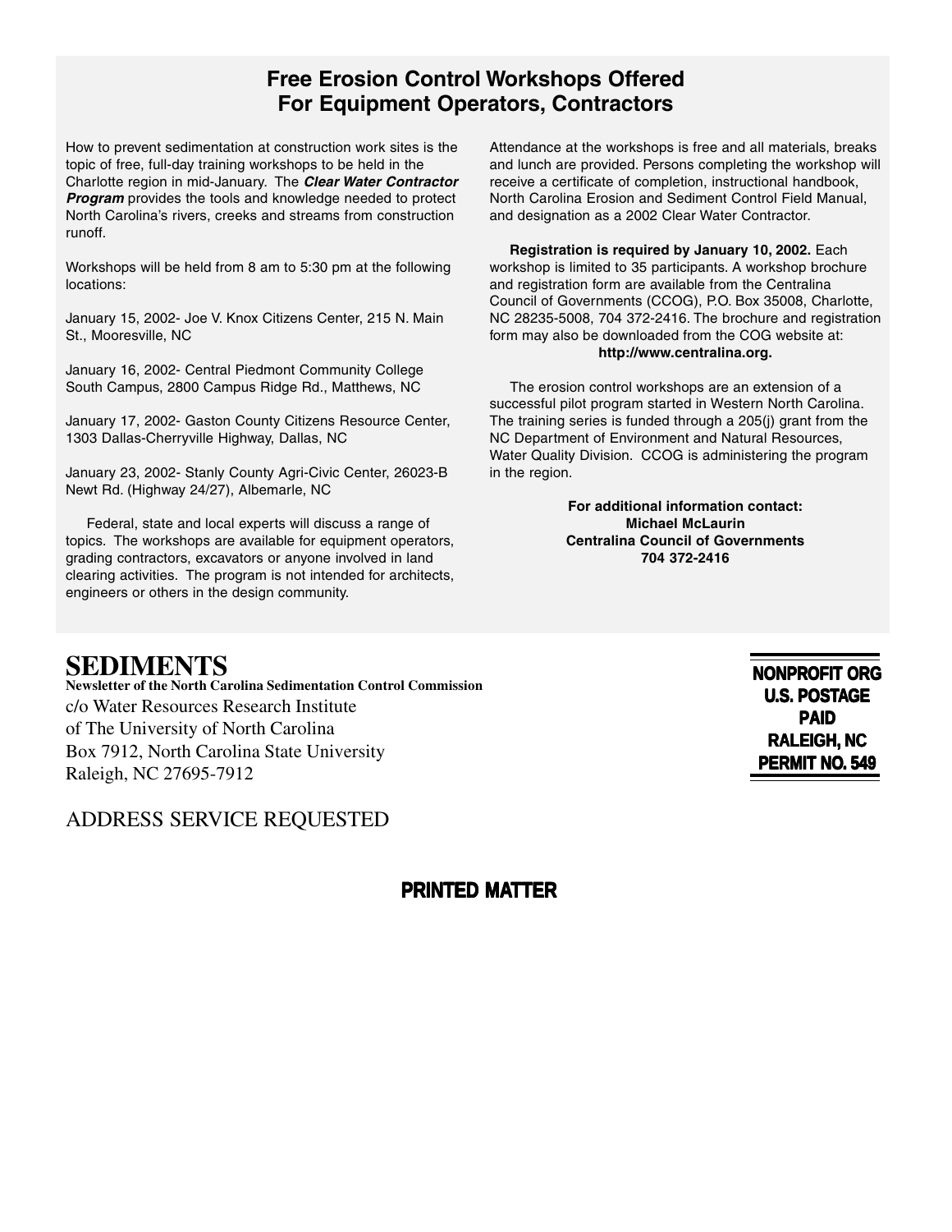## Free Erosion Control Workshops Offered For Equipment Operators, Contractors

How to prevent sedimentation at construction work sites is the topic of free, full-day training workshops to be held in the Charlotte region in mid-January. The ***Clear Water Contractor Program*** provides the tools and knowledge needed to protect North Carolina's rivers, creeks and streams from construction runoff.

Workshops will be held from 8 am to 5:30 pm at the following locations:

January 15, 2002- Joe V. Knox Citizens Center, 215 N. Main St., Mooresville, NC

January 16, 2002- Central Piedmont Community College South Campus, 2800 Campus Ridge Rd., Matthews, NC

January 17, 2002- Gaston County Citizens Resource Center, 1303 Dallas-Cherryville Highway, Dallas, NC

January 23, 2002- Stanly County Agri-Civic Center, 26023-B Newt Rd. (Highway 24/27), Albemarle, NC

Federal, state and local experts will discuss a range of topics. The workshops are available for equipment operators, grading contractors, excavators or anyone involved in land clearing activities. The program is not intended for architects, engineers or others in the design community.

Attendance at the workshops is free and all materials, breaks and lunch are provided. Persons completing the workshop will receive a certificate of completion, instructional handbook, North Carolina Erosion and Sediment Control Field Manual, and designation as a 2002 Clear Water Contractor.

**Registration is required by January 10, 2002.** Each workshop is limited to 35 participants. A workshop brochure and registration form are available from the Centralina Council of Governments (CCOG), P.O. Box 35008, Charlotte, NC 28235-5008, 704 372-2416. The brochure and registration form may also be downloaded from the COG website at: **http://www.centralina.org.**

The erosion control workshops are an extension of a successful pilot program started in Western North Carolina. The training series is funded through a 205(j) grant from the NC Department of Environment and Natural Resources, Water Quality Division. CCOG is administering the program in the region.

**For additional information contact:**
**Michael McLaurin**
**Centralina Council of Governments**
**704 372-2416**

# SEDIMENTS

**Newsletter of the North Carolina Sedimentation Control Commission**

c/o Water Resources Research Institute
of The University of North Carolina
Box 7912, North Carolina State University
Raleigh, NC 27695-7912

ADDRESS SERVICE REQUESTED

**NONPROFIT ORG**
**U.S. POSTAGE**
**PAID**
**RALEIGH, NC**
**PERMIT NO. 549**

**PRINTED MATTER**